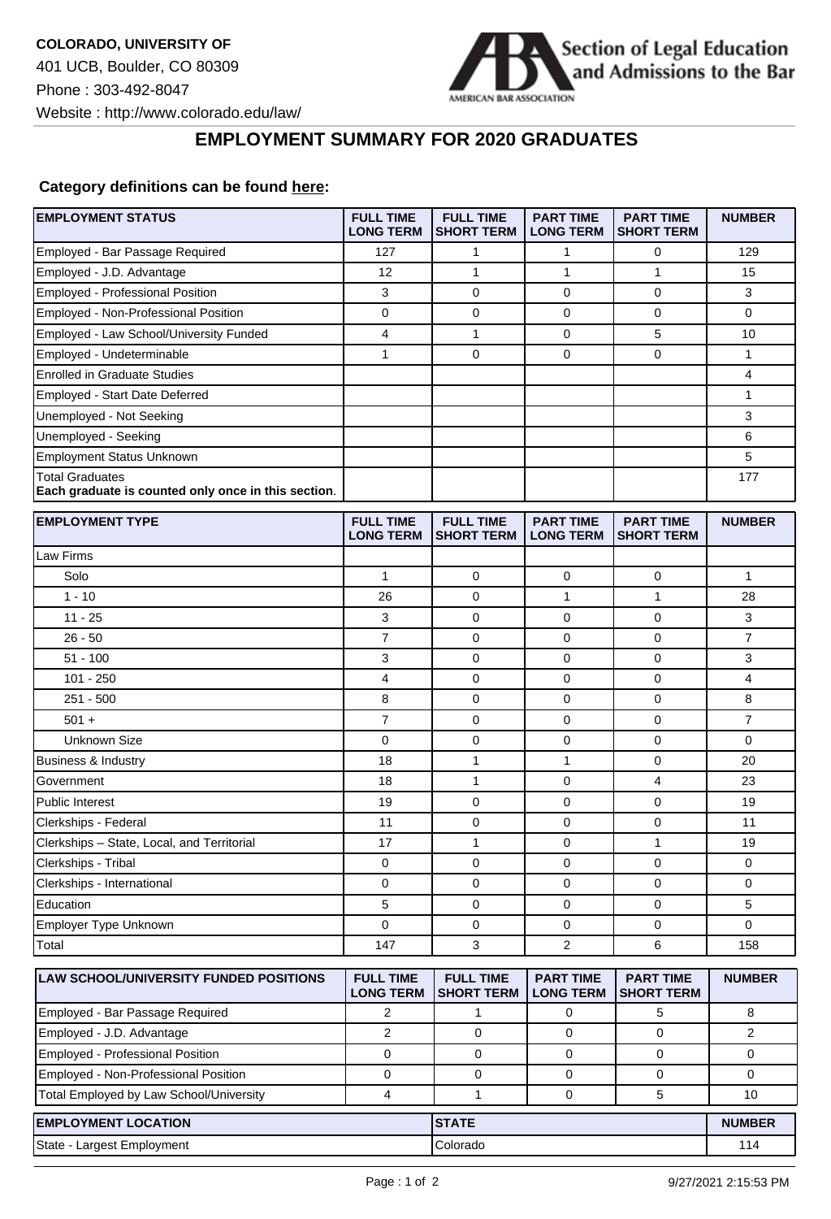**COLORADO, UNIVERSITY OF**
401 UCB, Boulder, CO 80309
Phone : 303-492-8047
Website : http://www.colorado.edu/law/

Section of Legal Education and Admissions to the Bar
AMERICAN BAR ASSOCIATION

# EMPLOYMENT SUMMARY FOR 2020 GRADUATES

**Category definitions can be found here:**

| EMPLOYMENT STATUS | FULL TIME LONG TERM | FULL TIME SHORT TERM | PART TIME LONG TERM | PART TIME SHORT TERM | NUMBER |
|---|---|---|---|---|---|
| Employed - Bar Passage Required | 127 | 1 | 1 | 0 | 129 |
| Employed - J.D. Advantage | 12 | 1 | 1 | 1 | 15 |
| Employed - Professional Position | 3 | 0 | 0 | 0 | 3 |
| Employed - Non-Professional Position | 0 | 0 | 0 | 0 | 0 |
| Employed - Law School/University Funded | 4 | 1 | 0 | 5 | 10 |
| Employed - Undeterminable | 1 | 0 | 0 | 0 | 1 |
| Enrolled in Graduate Studies | | | | | 4 |
| Employed - Start Date Deferred | | | | | 1 |
| Unemployed - Not Seeking | | | | | 3 |
| Unemployed - Seeking | | | | | 6 |
| Employment Status Unknown | | | | | 5 |
| Total Graduates **Each graduate is counted only once in this section**. | | | | | 177 |

| EMPLOYMENT TYPE | FULL TIME LONG TERM | FULL TIME SHORT TERM | PART TIME LONG TERM | PART TIME SHORT TERM | NUMBER |
|---|---|---|---|---|---|
| Law Firms | | | | | |
| Solo | 1 | 0 | 0 | 0 | 1 |
| 1 - 10 | 26 | 0 | 1 | 1 | 28 |
| 11 - 25 | 3 | 0 | 0 | 0 | 3 |
| 26 - 50 | 7 | 0 | 0 | 0 | 7 |
| 51 - 100 | 3 | 0 | 0 | 0 | 3 |
| 101 - 250 | 4 | 0 | 0 | 0 | 4 |
| 251 - 500 | 8 | 0 | 0 | 0 | 8 |
| 501 + | 7 | 0 | 0 | 0 | 7 |
| Unknown Size | 0 | 0 | 0 | 0 | 0 |
| Business & Industry | 18 | 1 | 1 | 0 | 20 |
| Government | 18 | 1 | 0 | 4 | 23 |
| Public Interest | 19 | 0 | 0 | 0 | 19 |
| Clerkships - Federal | 11 | 0 | 0 | 0 | 11 |
| Clerkships – State, Local, and Territorial | 17 | 1 | 0 | 1 | 19 |
| Clerkships - Tribal | 0 | 0 | 0 | 0 | 0 |
| Clerkships - International | 0 | 0 | 0 | 0 | 0 |
| Education | 5 | 0 | 0 | 0 | 5 |
| Employer Type Unknown | 0 | 0 | 0 | 0 | 0 |
| Total | 147 | 3 | 2 | 6 | 158 |

| LAW SCHOOL/UNIVERSITY FUNDED POSITIONS | FULL TIME LONG TERM | FULL TIME SHORT TERM | PART TIME LONG TERM | PART TIME SHORT TERM | NUMBER |
|---|---|---|---|---|---|
| Employed - Bar Passage Required | 2 | 1 | 0 | 5 | 8 |
| Employed - J.D. Advantage | 2 | 0 | 0 | 0 | 2 |
| Employed - Professional Position | 0 | 0 | 0 | 0 | 0 |
| Employed - Non-Professional Position | 0 | 0 | 0 | 0 | 0 |
| Total Employed by Law School/University | 4 | 1 | 0 | 5 | 10 |

| EMPLOYMENT LOCATION | STATE | NUMBER |
|---|---|---|
| State - Largest Employment | Colorado | 114 |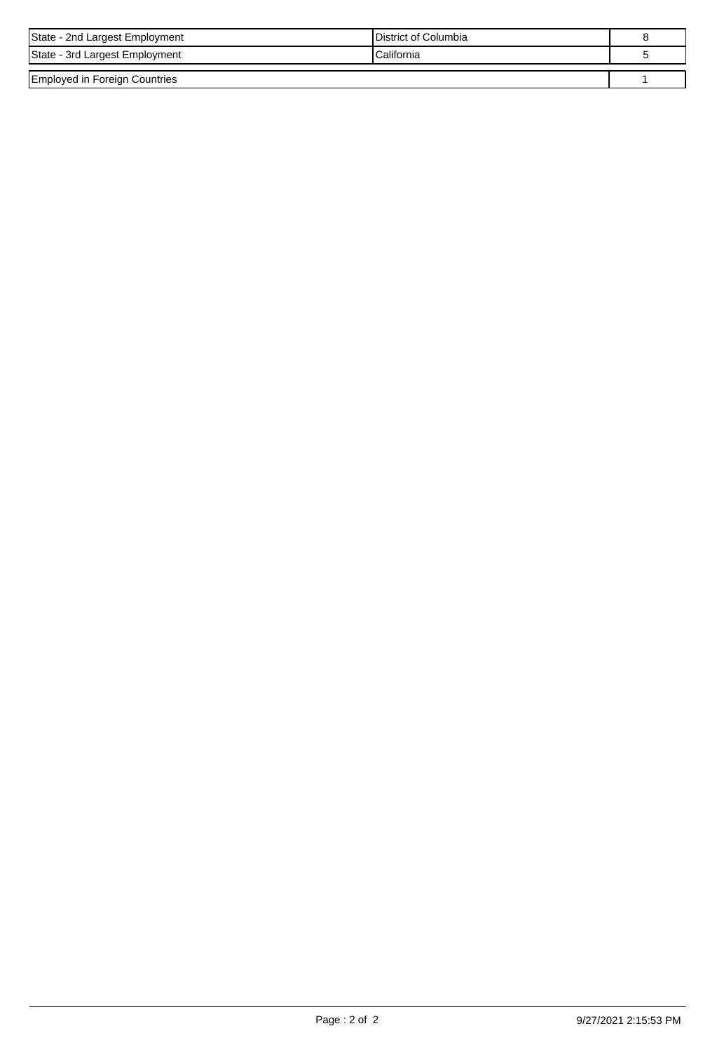| | | |
|---|---|---|
| State - 2nd Largest Employment | District of Columbia | 8 |
| State - 3rd Largest Employment | California | 5 |
| Employed in Foreign Countries | | 1 |